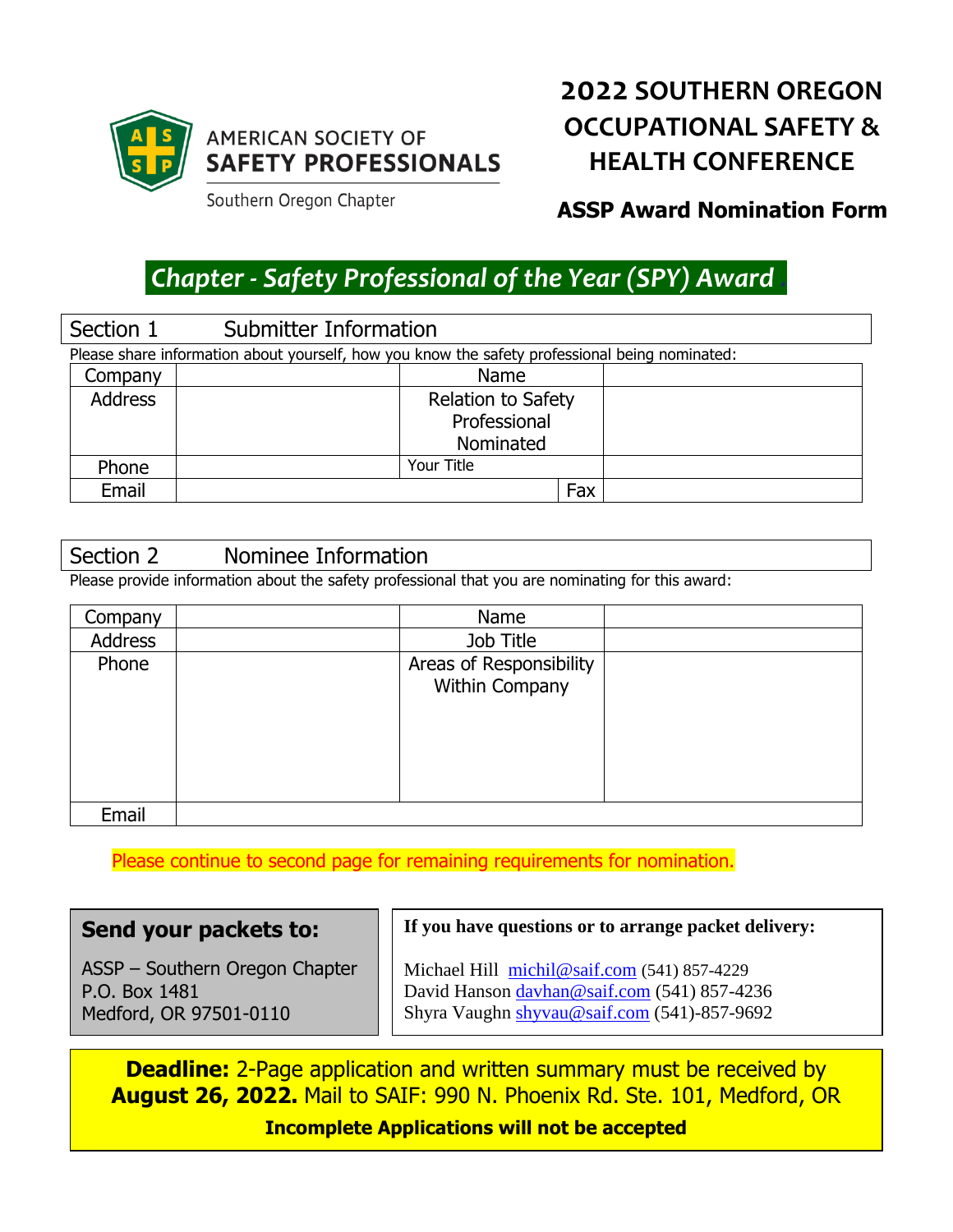AMERICAN SOCIETY OF
**SAFETY PROFESSIONALS**
Southern Oregon Chapter

# 2022 SOUTHERN OREGON OCCUPATIONAL SAFETY & HEALTH CONFERENCE

**ASSP Award Nomination Form**

## *Chapter - Safety Professional of the Year (SPY) Award*

### Section 1 Submitter Information

Please share information about yourself, how you know the safety professional being nominated:

| Company | | Name | |
|---|---|---|---|
| Address | | Relation to Safety Professional Nominated | |
| Phone | | Your Title | |
| Email | | Fax | |

### Section 2 Nominee Information

Please provide information about the safety professional that you are nominating for this award:

| Company | | Name | |
|---|---|---|---|
| Address | | Job Title | |
| Phone | | Areas of Responsibility Within Company | |
| Email | | | |

Please continue to second page for remaining requirements for nomination.

**Send your packets to:**

ASSP – Southern Oregon Chapter
P.O. Box 1481
Medford, OR 97501-0110

**If you have questions or to arrange packet delivery:**

Michael Hill michil@saif.com (541) 857-4229
David Hanson davhan@saif.com (541) 857-4236
Shyra Vaughn shyvau@saif.com (541)-857-9692

**Deadline:** 2-Page application and written summary must be received by **August 26, 2022.** Mail to SAIF: 990 N. Phoenix Rd. Ste. 101, Medford, OR

**Incomplete Applications will not be accepted**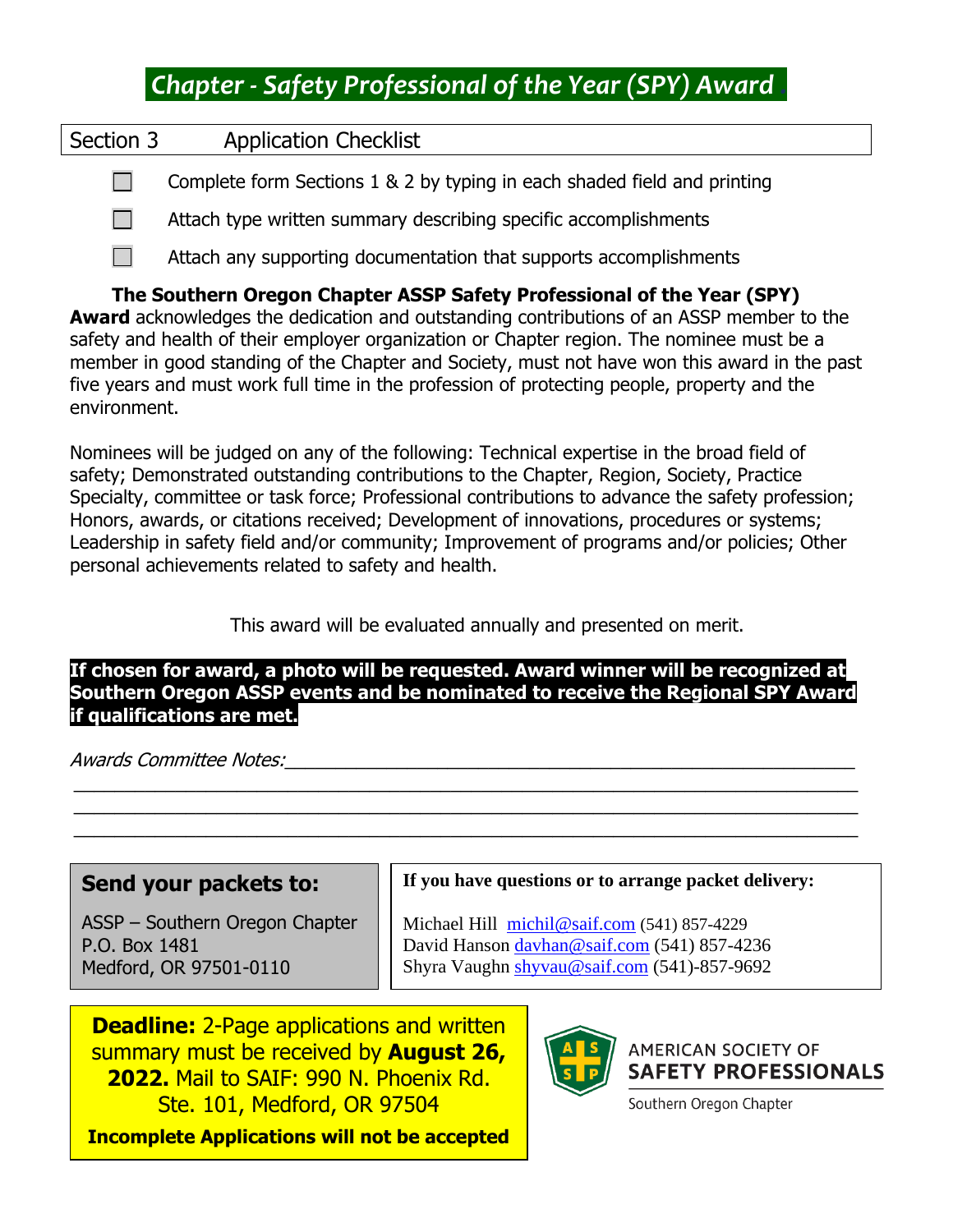# Chapter - Safety Professional of the Year (SPY) Award

## Section 3 Application Checklist

- ☐ Complete form Sections 1 & 2 by typing in each shaded field and printing
- ☐ Attach type written summary describing specific accomplishments
- ☐ Attach any supporting documentation that supports accomplishments

**The Southern Oregon Chapter ASSP Safety Professional of the Year (SPY) Award** acknowledges the dedication and outstanding contributions of an ASSP member to the safety and health of their employer organization or Chapter region. The nominee must be a member in good standing of the Chapter and Society, must not have won this award in the past five years and must work full time in the profession of protecting people, property and the environment.

Nominees will be judged on any of the following: Technical expertise in the broad field of safety; Demonstrated outstanding contributions to the Chapter, Region, Society, Practice Specialty, committee or task force; Professional contributions to advance the safety profession; Honors, awards, or citations received; Development of innovations, procedures or systems; Leadership in safety field and/or community; Improvement of programs and/or policies; Other personal achievements related to safety and health.

This award will be evaluated annually and presented on merit.

**If chosen for award, a photo will be requested. Award winner will be recognized at Southern Oregon ASSP events and be nominated to receive the Regional SPY Award if qualifications are met.**

*Awards Committee Notes:*________________________________________________________

____________________________________________________________________________

____________________________________________________________________________

____________________________________________________________________________

### Send your packets to:

ASSP – Southern Oregon Chapter
P.O. Box 1481
Medford, OR 97501-0110

**If you have questions or to arrange packet delivery:**

Michael Hill michil@saif.com (541) 857-4229
David Hanson davhan@saif.com (541) 857-4236
Shyra Vaughn shyvau@saif.com (541)-857-9692

**Deadline:** 2-Page applications and written summary must be received by **August 26, 2022.** Mail to SAIF: 990 N. Phoenix Rd. Ste. 101, Medford, OR 97504

**Incomplete Applications will not be accepted**

AMERICAN SOCIETY OF **SAFETY PROFESSIONALS**
Southern Oregon Chapter